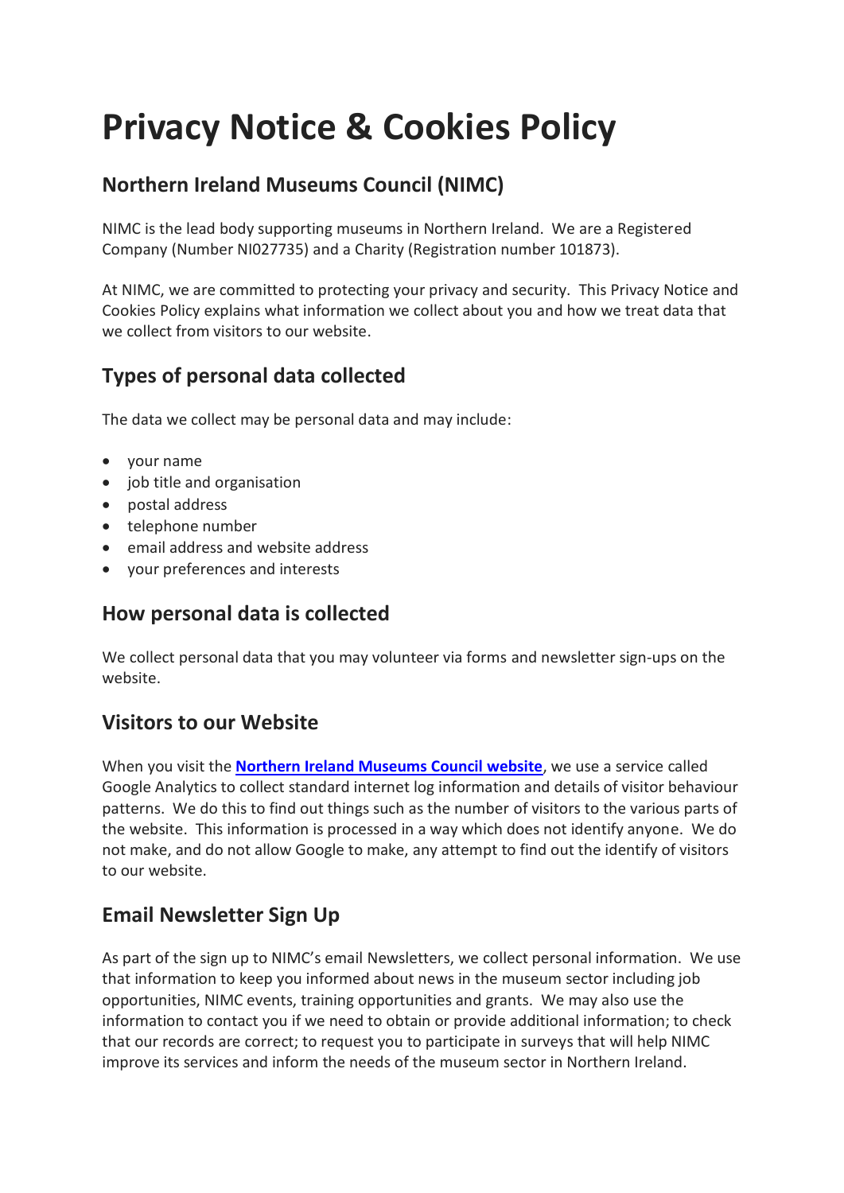# Privacy Notice & Cookies Policy

## Northern Ireland Museums Council (NIMC)

NIMC is the lead body supporting museums in Northern Ireland. We are a Registered Company (Number NI027735) and a Charity (Registration number 101873).

At NIMC, we are committed to protecting your privacy and security. This Privacy Notice and Cookies Policy explains what information we collect about you and how we treat data that we collect from visitors to our website.

## Types of personal data collected

The data we collect may be personal data and may include:

- your name
- job title and organisation
- postal address
- telephone number
- email address and website address
- your preferences and interests

## How personal data is collected

We collect personal data that you may volunteer via forms and newsletter sign-ups on the website.

## Visitors to our Website

When you visit the **Northern Ireland Museums Council website**, we use a service called Google Analytics to collect standard internet log information and details of visitor behaviour patterns. We do this to find out things such as the number of visitors to the various parts of the website. This information is processed in a way which does not identify anyone. We do not make, and do not allow Google to make, any attempt to find out the identify of visitors to our website.

## Email Newsletter Sign Up

As part of the sign up to NIMC's email Newsletters, we collect personal information. We use that information to keep you informed about news in the museum sector including job opportunities, NIMC events, training opportunities and grants. We may also use the information to contact you if we need to obtain or provide additional information; to check that our records are correct; to request you to participate in surveys that will help NIMC improve its services and inform the needs of the museum sector in Northern Ireland.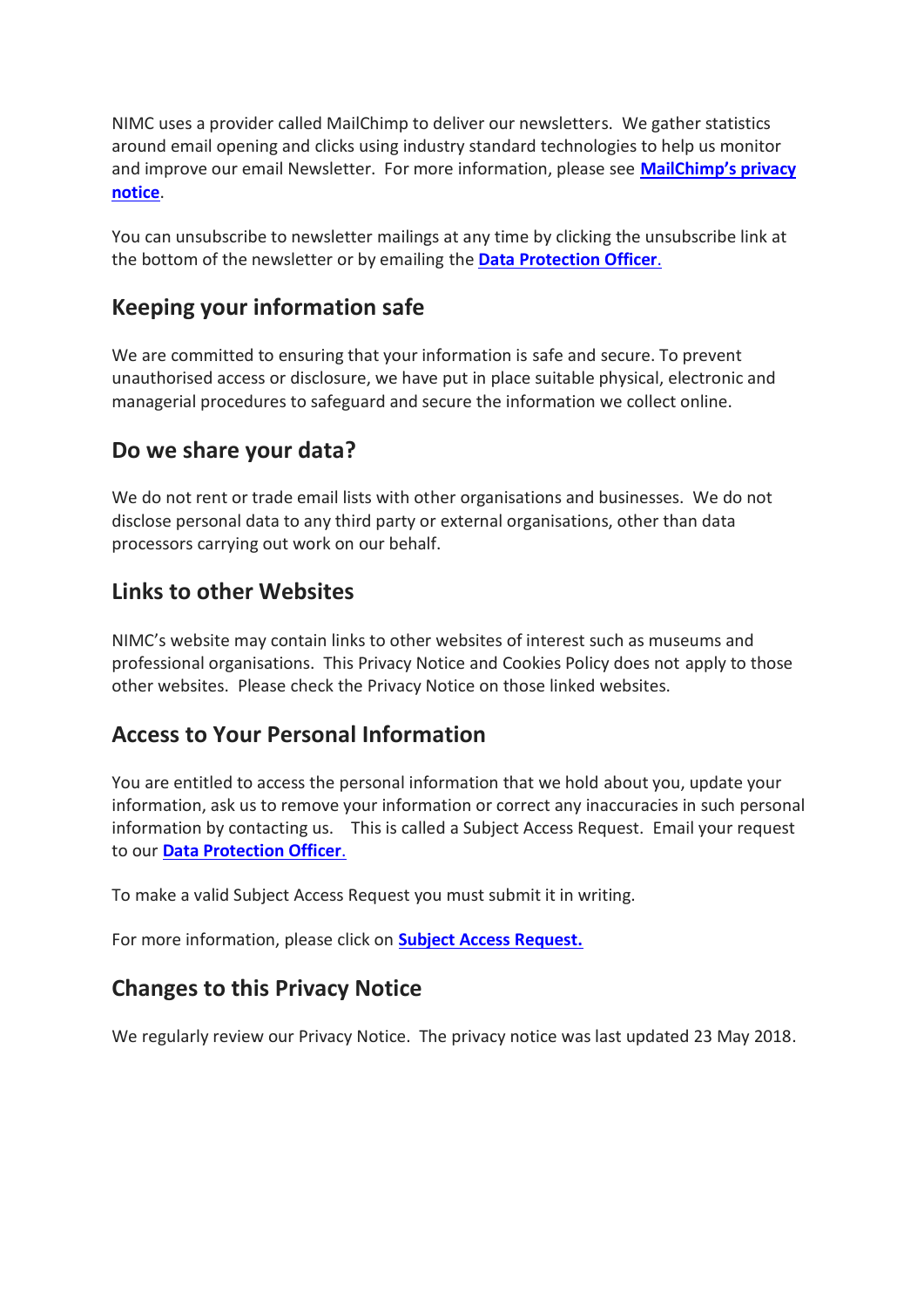NIMC uses a provider called MailChimp to deliver our newsletters. We gather statistics around email opening and clicks using industry standard technologies to help us monitor and improve our email Newsletter. For more information, please see **MailChimp's privacy notice**.

You can unsubscribe to newsletter mailings at any time by clicking the unsubscribe link at the bottom of the newsletter or by emailing the **Data Protection Officer**.

## Keeping your information safe

We are committed to ensuring that your information is safe and secure. To prevent unauthorised access or disclosure, we have put in place suitable physical, electronic and managerial procedures to safeguard and secure the information we collect online.

## Do we share your data?

We do not rent or trade email lists with other organisations and businesses. We do not disclose personal data to any third party or external organisations, other than data processors carrying out work on our behalf.

## Links to other Websites

NIMC's website may contain links to other websites of interest such as museums and professional organisations. This Privacy Notice and Cookies Policy does not apply to those other websites. Please check the Privacy Notice on those linked websites.

## Access to Your Personal Information

You are entitled to access the personal information that we hold about you, update your information, ask us to remove your information or correct any inaccuracies in such personal information by contacting us. This is called a Subject Access Request. Email your request to our **Data Protection Officer**.

To make a valid Subject Access Request you must submit it in writing.

For more information, please click on **Subject Access Request.**

## Changes to this Privacy Notice

We regularly review our Privacy Notice. The privacy notice was last updated 23 May 2018.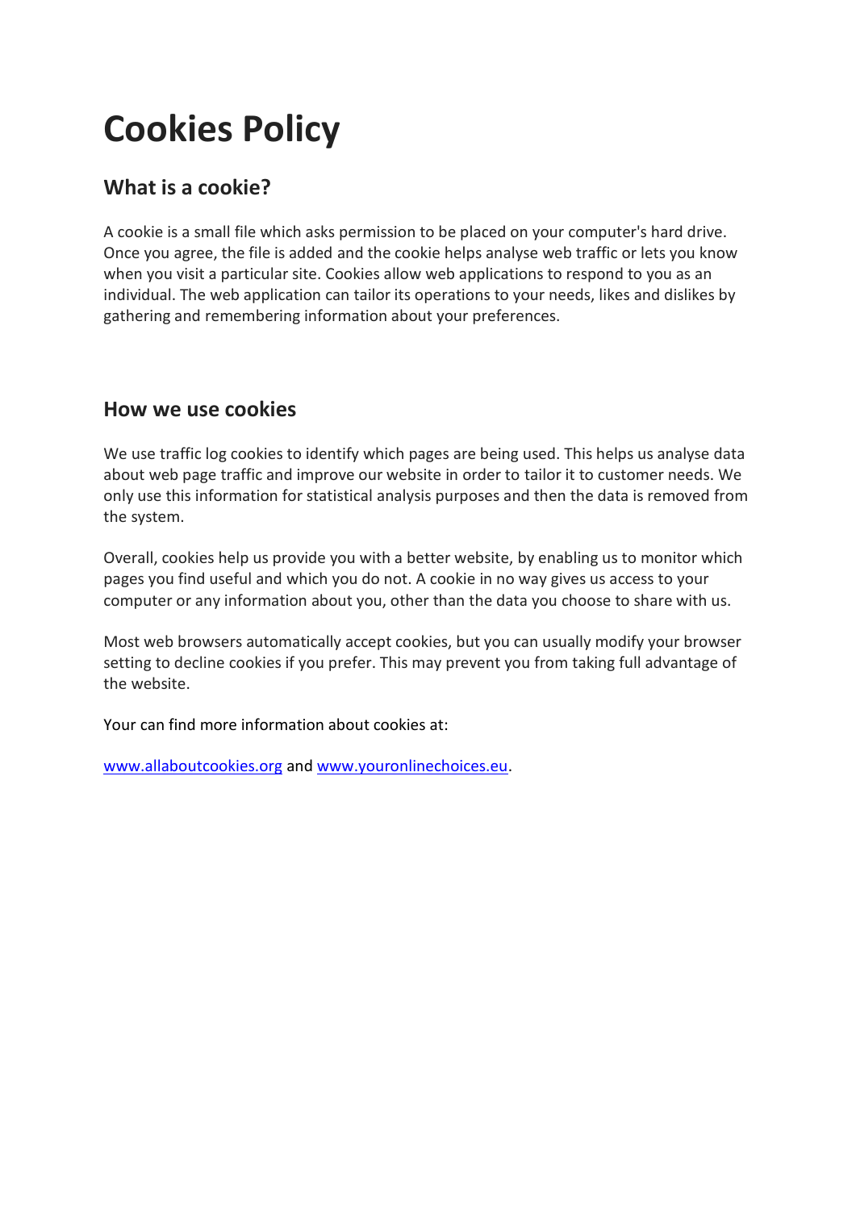# Cookies Policy

## What is a cookie?

A cookie is a small file which asks permission to be placed on your computer's hard drive. Once you agree, the file is added and the cookie helps analyse web traffic or lets you know when you visit a particular site. Cookies allow web applications to respond to you as an individual. The web application can tailor its operations to your needs, likes and dislikes by gathering and remembering information about your preferences.

## How we use cookies

We use traffic log cookies to identify which pages are being used. This helps us analyse data about web page traffic and improve our website in order to tailor it to customer needs. We only use this information for statistical analysis purposes and then the data is removed from the system.

Overall, cookies help us provide you with a better website, by enabling us to monitor which pages you find useful and which you do not. A cookie in no way gives us access to your computer or any information about you, other than the data you choose to share with us.

Most web browsers automatically accept cookies, but you can usually modify your browser setting to decline cookies if you prefer. This may prevent you from taking full advantage of the website.

Your can find more information about cookies at:

[www.allaboutcookies.org](http://www.allaboutcookies.org) and [www.youronlinechoices.eu](http://www.youronlinechoices.eu).